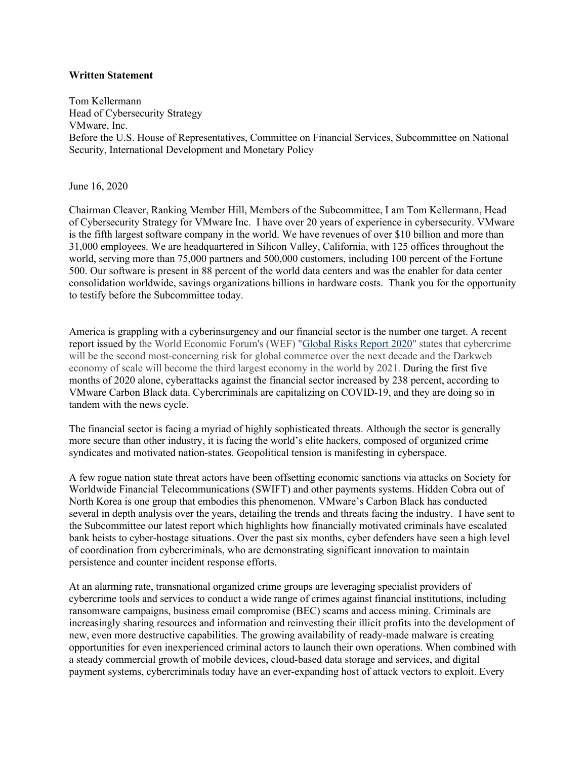**Written Statement**

Tom Kellermann
Head of Cybersecurity Strategy
VMware, Inc.
Before the U.S. House of Representatives, Committee on Financial Services, Subcommittee on National Security, International Development and Monetary Policy

June 16, 2020

Chairman Cleaver, Ranking Member Hill, Members of the Subcommittee, I am Tom Kellermann, Head of Cybersecurity Strategy for VMware Inc. I have over 20 years of experience in cybersecurity. VMware is the fifth largest software company in the world. We have revenues of over $10 billion and more than 31,000 employees. We are headquartered in Silicon Valley, California, with 125 offices throughout the world, serving more than 75,000 partners and 500,000 customers, including 100 percent of the Fortune 500. Our software is present in 88 percent of the world data centers and was the enabler for data center consolidation worldwide, savings organizations billions in hardware costs. Thank you for the opportunity to testify before the Subcommittee today.

America is grappling with a cyberinsurgency and our financial sector is the number one target. A recent report issued by the World Economic Forum's (WEF) "Global Risks Report 2020" states that cybercrime will be the second most-concerning risk for global commerce over the next decade and the Darkweb economy of scale will become the third largest economy in the world by 2021. During the first five months of 2020 alone, cyberattacks against the financial sector increased by 238 percent, according to VMware Carbon Black data. Cybercriminals are capitalizing on COVID-19, and they are doing so in tandem with the news cycle.

The financial sector is facing a myriad of highly sophisticated threats. Although the sector is generally more secure than other industry, it is facing the world's elite hackers, composed of organized crime syndicates and motivated nation-states. Geopolitical tension is manifesting in cyberspace.

A few rogue nation state threat actors have been offsetting economic sanctions via attacks on Society for Worldwide Financial Telecommunications (SWIFT) and other payments systems. Hidden Cobra out of North Korea is one group that embodies this phenomenon. VMware's Carbon Black has conducted several in depth analysis over the years, detailing the trends and threats facing the industry. I have sent to the Subcommittee our latest report which highlights how financially motivated criminals have escalated bank heists to cyber-hostage situations. Over the past six months, cyber defenders have seen a high level of coordination from cybercriminals, who are demonstrating significant innovation to maintain persistence and counter incident response efforts.

At an alarming rate, transnational organized crime groups are leveraging specialist providers of cybercrime tools and services to conduct a wide range of crimes against financial institutions, including ransomware campaigns, business email compromise (BEC) scams and access mining. Criminals are increasingly sharing resources and information and reinvesting their illicit profits into the development of new, even more destructive capabilities. The growing availability of ready-made malware is creating opportunities for even inexperienced criminal actors to launch their own operations. When combined with a steady commercial growth of mobile devices, cloud-based data storage and services, and digital payment systems, cybercriminals today have an ever-expanding host of attack vectors to exploit. Every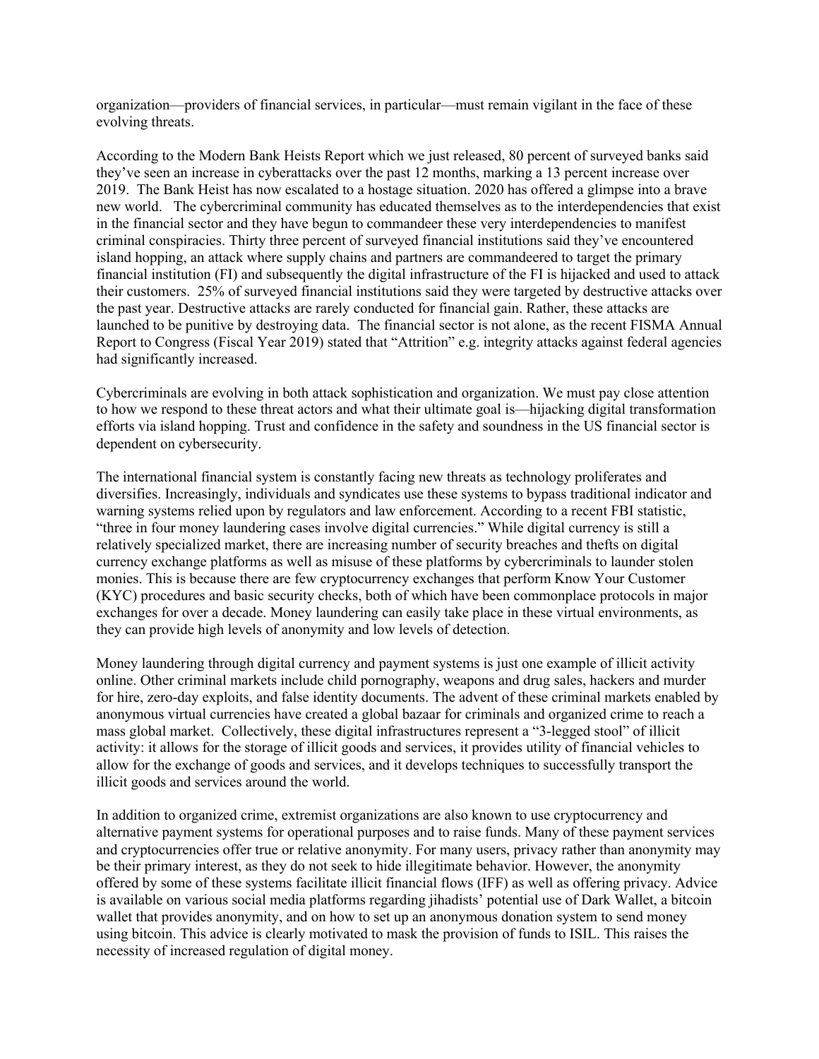organization—providers of financial services, in particular—must remain vigilant in the face of these evolving threats.

According to the Modern Bank Heists Report which we just released, 80 percent of surveyed banks said they've seen an increase in cyberattacks over the past 12 months, marking a 13 percent increase over 2019. The Bank Heist has now escalated to a hostage situation. 2020 has offered a glimpse into a brave new world. The cybercriminal community has educated themselves as to the interdependencies that exist in the financial sector and they have begun to commandeer these very interdependencies to manifest criminal conspiracies. Thirty three percent of surveyed financial institutions said they've encountered island hopping, an attack where supply chains and partners are commandeered to target the primary financial institution (FI) and subsequently the digital infrastructure of the FI is hijacked and used to attack their customers. 25% of surveyed financial institutions said they were targeted by destructive attacks over the past year. Destructive attacks are rarely conducted for financial gain. Rather, these attacks are launched to be punitive by destroying data. The financial sector is not alone, as the recent FISMA Annual Report to Congress (Fiscal Year 2019) stated that "Attrition" e.g. integrity attacks against federal agencies had significantly increased.

Cybercriminals are evolving in both attack sophistication and organization. We must pay close attention to how we respond to these threat actors and what their ultimate goal is—hijacking digital transformation efforts via island hopping. Trust and confidence in the safety and soundness in the US financial sector is dependent on cybersecurity.

The international financial system is constantly facing new threats as technology proliferates and diversifies. Increasingly, individuals and syndicates use these systems to bypass traditional indicator and warning systems relied upon by regulators and law enforcement. According to a recent FBI statistic, "three in four money laundering cases involve digital currencies." While digital currency is still a relatively specialized market, there are increasing number of security breaches and thefts on digital currency exchange platforms as well as misuse of these platforms by cybercriminals to launder stolen monies. This is because there are few cryptocurrency exchanges that perform Know Your Customer (KYC) procedures and basic security checks, both of which have been commonplace protocols in major exchanges for over a decade. Money laundering can easily take place in these virtual environments, as they can provide high levels of anonymity and low levels of detection.

Money laundering through digital currency and payment systems is just one example of illicit activity online. Other criminal markets include child pornography, weapons and drug sales, hackers and murder for hire, zero-day exploits, and false identity documents. The advent of these criminal markets enabled by anonymous virtual currencies have created a global bazaar for criminals and organized crime to reach a mass global market. Collectively, these digital infrastructures represent a "3-legged stool" of illicit activity: it allows for the storage of illicit goods and services, it provides utility of financial vehicles to allow for the exchange of goods and services, and it develops techniques to successfully transport the illicit goods and services around the world.

In addition to organized crime, extremist organizations are also known to use cryptocurrency and alternative payment systems for operational purposes and to raise funds. Many of these payment services and cryptocurrencies offer true or relative anonymity. For many users, privacy rather than anonymity may be their primary interest, as they do not seek to hide illegitimate behavior. However, the anonymity offered by some of these systems facilitate illicit financial flows (IFF) as well as offering privacy. Advice is available on various social media platforms regarding jihadists' potential use of Dark Wallet, a bitcoin wallet that provides anonymity, and on how to set up an anonymous donation system to send money using bitcoin. This advice is clearly motivated to mask the provision of funds to ISIL. This raises the necessity of increased regulation of digital money.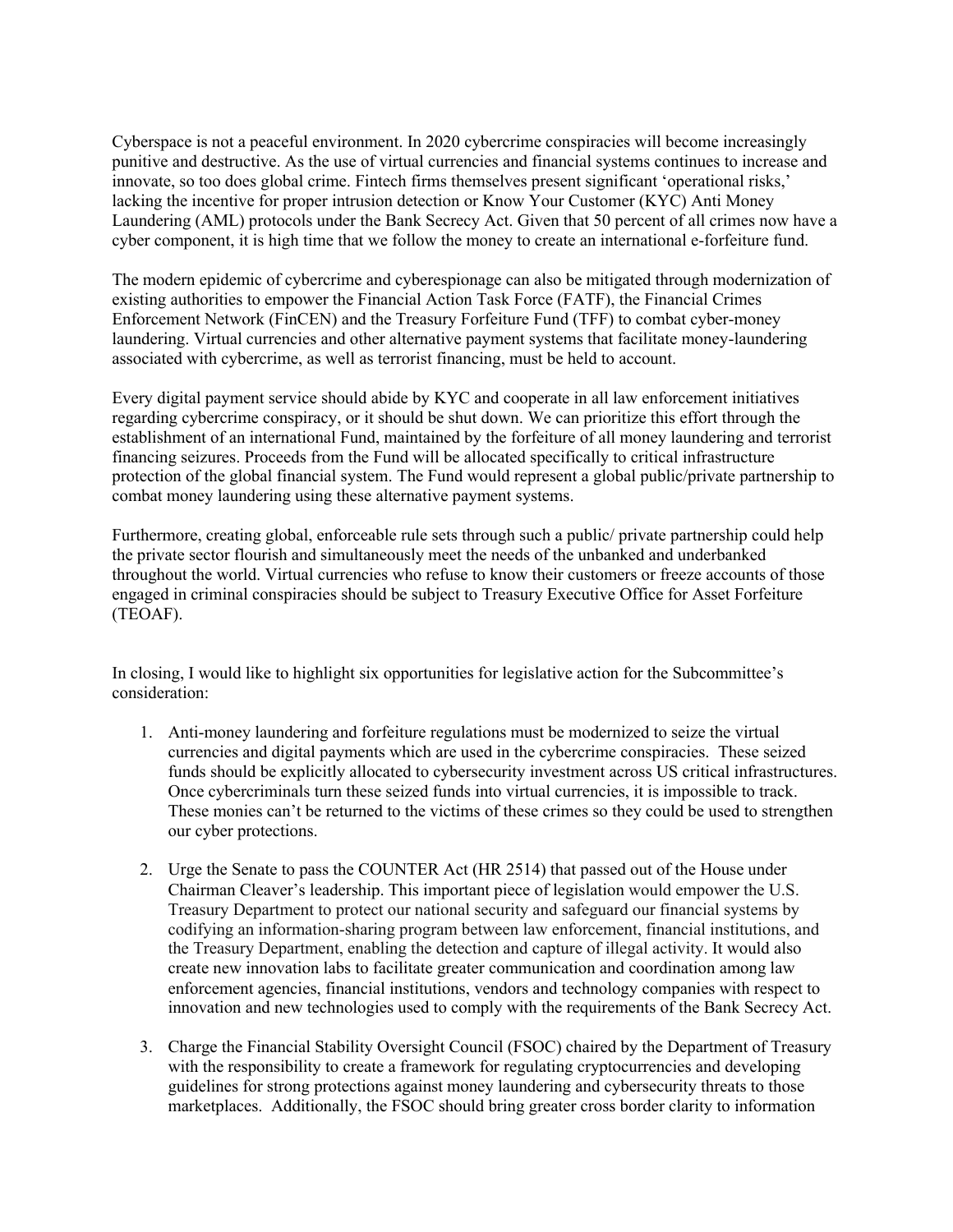Cyberspace is not a peaceful environment. In 2020 cybercrime conspiracies will become increasingly punitive and destructive. As the use of virtual currencies and financial systems continues to increase and innovate, so too does global crime. Fintech firms themselves present significant 'operational risks,' lacking the incentive for proper intrusion detection or Know Your Customer (KYC) Anti Money Laundering (AML) protocols under the Bank Secrecy Act. Given that 50 percent of all crimes now have a cyber component, it is high time that we follow the money to create an international e-forfeiture fund.

The modern epidemic of cybercrime and cyberespionage can also be mitigated through modernization of existing authorities to empower the Financial Action Task Force (FATF), the Financial Crimes Enforcement Network (FinCEN) and the Treasury Forfeiture Fund (TFF) to combat cyber-money laundering. Virtual currencies and other alternative payment systems that facilitate money-laundering associated with cybercrime, as well as terrorist financing, must be held to account.

Every digital payment service should abide by KYC and cooperate in all law enforcement initiatives regarding cybercrime conspiracy, or it should be shut down. We can prioritize this effort through the establishment of an international Fund, maintained by the forfeiture of all money laundering and terrorist financing seizures. Proceeds from the Fund will be allocated specifically to critical infrastructure protection of the global financial system. The Fund would represent a global public/private partnership to combat money laundering using these alternative payment systems.

Furthermore, creating global, enforceable rule sets through such a public/ private partnership could help the private sector flourish and simultaneously meet the needs of the unbanked and underbanked throughout the world. Virtual currencies who refuse to know their customers or freeze accounts of those engaged in criminal conspiracies should be subject to Treasury Executive Office for Asset Forfeiture (TEOAF).

In closing, I would like to highlight six opportunities for legislative action for the Subcommittee's consideration:

1. Anti-money laundering and forfeiture regulations must be modernized to seize the virtual currencies and digital payments which are used in the cybercrime conspiracies. These seized funds should be explicitly allocated to cybersecurity investment across US critical infrastructures. Once cybercriminals turn these seized funds into virtual currencies, it is impossible to track. These monies can't be returned to the victims of these crimes so they could be used to strengthen our cyber protections.

2. Urge the Senate to pass the COUNTER Act (HR 2514) that passed out of the House under Chairman Cleaver's leadership. This important piece of legislation would empower the U.S. Treasury Department to protect our national security and safeguard our financial systems by codifying an information-sharing program between law enforcement, financial institutions, and the Treasury Department, enabling the detection and capture of illegal activity. It would also create new innovation labs to facilitate greater communication and coordination among law enforcement agencies, financial institutions, vendors and technology companies with respect to innovation and new technologies used to comply with the requirements of the Bank Secrecy Act.

3. Charge the Financial Stability Oversight Council (FSOC) chaired by the Department of Treasury with the responsibility to create a framework for regulating cryptocurrencies and developing guidelines for strong protections against money laundering and cybersecurity threats to those marketplaces. Additionally, the FSOC should bring greater cross border clarity to information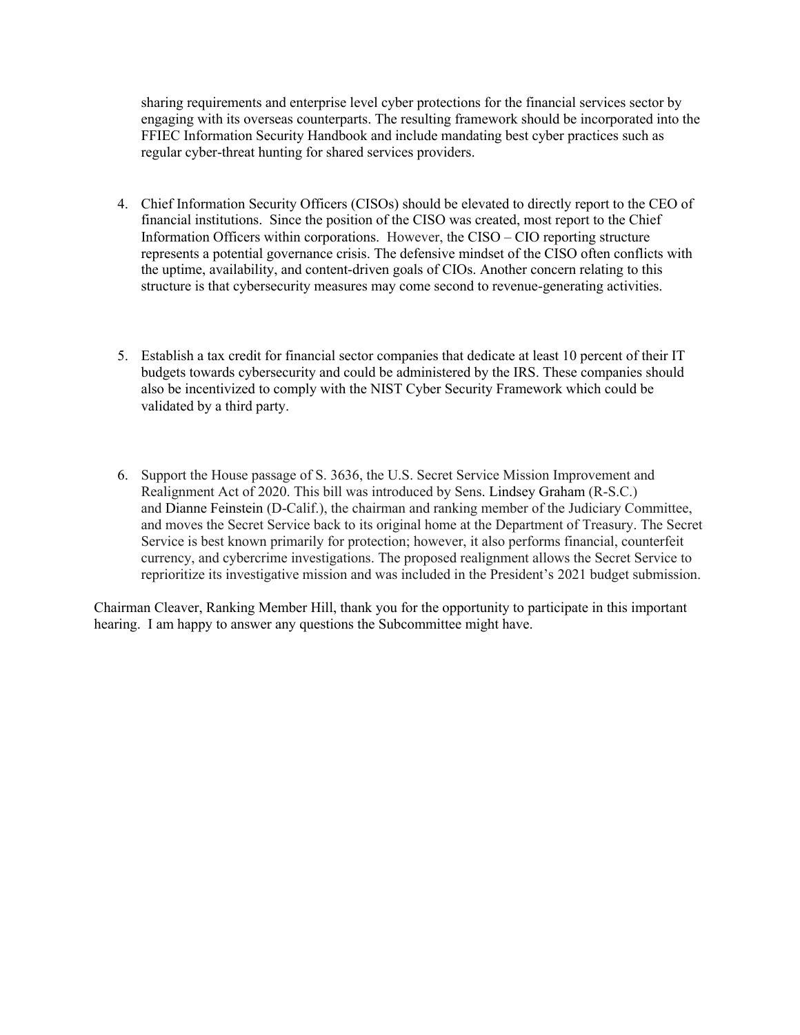sharing requirements and enterprise level cyber protections for the financial services sector by engaging with its overseas counterparts. The resulting framework should be incorporated into the FFIEC Information Security Handbook and include mandating best cyber practices such as regular cyber-threat hunting for shared services providers.

4. Chief Information Security Officers (CISOs) should be elevated to directly report to the CEO of financial institutions. Since the position of the CISO was created, most report to the Chief Information Officers within corporations. However, the CISO – CIO reporting structure represents a potential governance crisis. The defensive mindset of the CISO often conflicts with the uptime, availability, and content-driven goals of CIOs. Another concern relating to this structure is that cybersecurity measures may come second to revenue-generating activities.

5. Establish a tax credit for financial sector companies that dedicate at least 10 percent of their IT budgets towards cybersecurity and could be administered by the IRS. These companies should also be incentivized to comply with the NIST Cyber Security Framework which could be validated by a third party.

6. Support the House passage of S. 3636, the U.S. Secret Service Mission Improvement and Realignment Act of 2020. This bill was introduced by Sens. Lindsey Graham (R-S.C.) and Dianne Feinstein (D-Calif.), the chairman and ranking member of the Judiciary Committee, and moves the Secret Service back to its original home at the Department of Treasury. The Secret Service is best known primarily for protection; however, it also performs financial, counterfeit currency, and cybercrime investigations. The proposed realignment allows the Secret Service to reprioritize its investigative mission and was included in the President's 2021 budget submission.

Chairman Cleaver, Ranking Member Hill, thank you for the opportunity to participate in this important hearing. I am happy to answer any questions the Subcommittee might have.